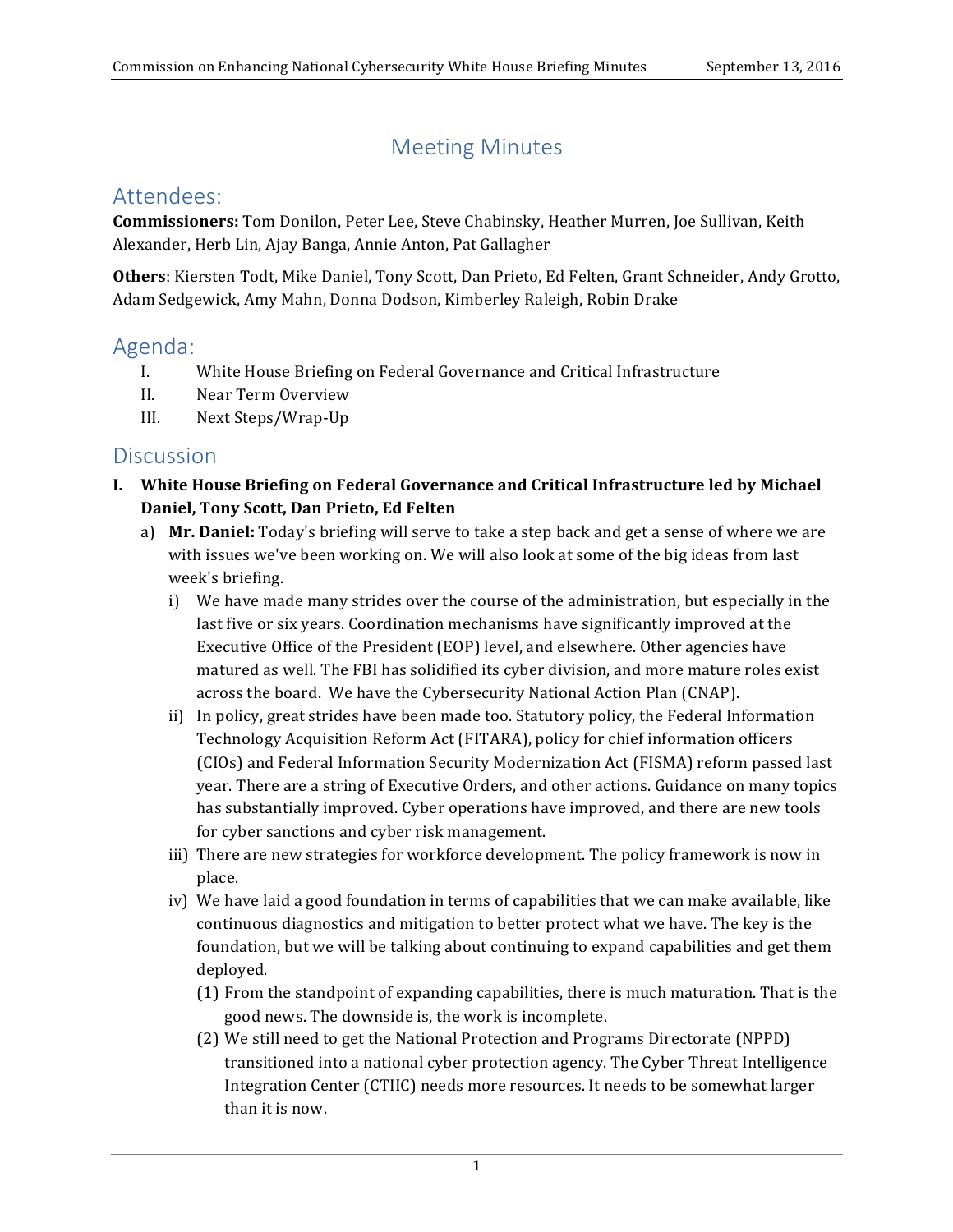# Meeting Minutes

## Attendees:

**Commissioners:** Tom Donilon, Peter Lee, Steve Chabinsky, Heather Murren, Joe Sullivan, Keith Alexander, Herb Lin, Ajay Banga, Annie Anton, Pat Gallagher

**Others**: Kiersten Todt, Mike Daniel, Tony Scott, Dan Prieto, Ed Felten, Grant Schneider, Andy Grotto, Adam Sedgewick, Amy Mahn, Donna Dodson, Kimberley Raleigh, Robin Drake

## Agenda:

- I. White House Briefing on Federal Governance and Critical Infrastructure
- II. Near Term Overview
- III. Next Steps/Wrap-Up

## Discussion

**I. White House Briefing on Federal Governance and Critical Infrastructure led by Michael Daniel, Tony Scott, Dan Prieto, Ed Felten**

- a) **Mr. Daniel:** Today's briefing will serve to take a step back and get a sense of where we are with issues we've been working on. We will also look at some of the big ideas from last week's briefing.
  - i) We have made many strides over the course of the administration, but especially in the last five or six years. Coordination mechanisms have significantly improved at the Executive Office of the President (EOP) level, and elsewhere. Other agencies have matured as well. The FBI has solidified its cyber division, and more mature roles exist across the board. We have the Cybersecurity National Action Plan (CNAP).
  - ii) In policy, great strides have been made too. Statutory policy, the Federal Information Technology Acquisition Reform Act (FITARA), policy for chief information officers (CIOs) and Federal Information Security Modernization Act (FISMA) reform passed last year. There are a string of Executive Orders, and other actions. Guidance on many topics has substantially improved. Cyber operations have improved, and there are new tools for cyber sanctions and cyber risk management.
  - iii) There are new strategies for workforce development. The policy framework is now in place.
  - iv) We have laid a good foundation in terms of capabilities that we can make available, like continuous diagnostics and mitigation to better protect what we have. The key is the foundation, but we will be talking about continuing to expand capabilities and get them deployed.
    - (1) From the standpoint of expanding capabilities, there is much maturation. That is the good news. The downside is, the work is incomplete.
    - (2) We still need to get the National Protection and Programs Directorate (NPPD) transitioned into a national cyber protection agency. The Cyber Threat Intelligence Integration Center (CTIIC) needs more resources. It needs to be somewhat larger than it is now.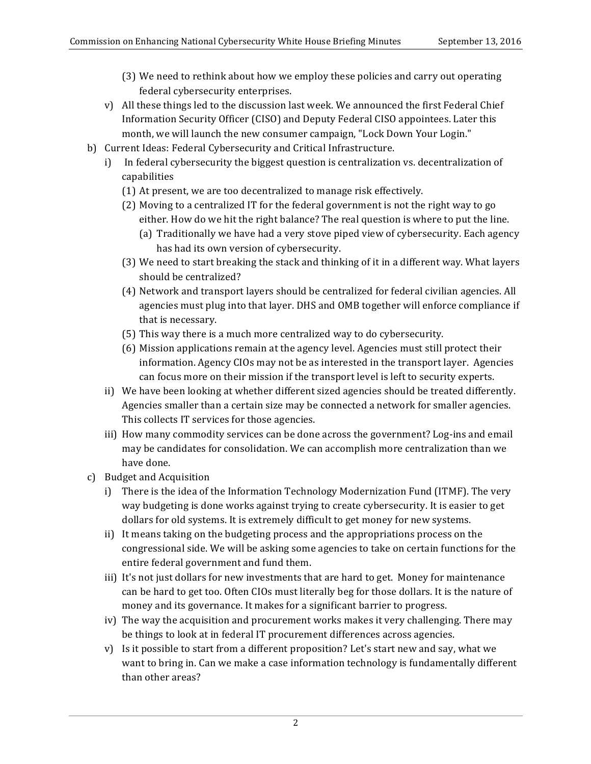- (3) We need to rethink about how we employ these policies and carry out operating federal cybersecurity enterprises.
- v) All these things led to the discussion last week. We announced the first Federal Chief Information Security Officer (CISO) and Deputy Federal CISO appointees. Later this month, we will launch the new consumer campaign, "Lock Down Your Login."

b) Current Ideas: Federal Cybersecurity and Critical Infrastructure.

- i) In federal cybersecurity the biggest question is centralization vs. decentralization of capabilities
  - (1) At present, we are too decentralized to manage risk effectively.
  - (2) Moving to a centralized IT for the federal government is not the right way to go either. How do we hit the right balance? The real question is where to put the line.
    - (a) Traditionally we have had a very stove piped view of cybersecurity. Each agency has had its own version of cybersecurity.
  - (3) We need to start breaking the stack and thinking of it in a different way. What layers should be centralized?
  - (4) Network and transport layers should be centralized for federal civilian agencies. All agencies must plug into that layer. DHS and OMB together will enforce compliance if that is necessary.
  - (5) This way there is a much more centralized way to do cybersecurity.
  - (6) Mission applications remain at the agency level. Agencies must still protect their information. Agency CIOs may not be as interested in the transport layer. Agencies can focus more on their mission if the transport level is left to security experts.
- ii) We have been looking at whether different sized agencies should be treated differently. Agencies smaller than a certain size may be connected a network for smaller agencies. This collects IT services for those agencies.
- iii) How many commodity services can be done across the government? Log-ins and email may be candidates for consolidation. We can accomplish more centralization than we have done.

c) Budget and Acquisition

- i) There is the idea of the Information Technology Modernization Fund (ITMF). The very way budgeting is done works against trying to create cybersecurity. It is easier to get dollars for old systems. It is extremely difficult to get money for new systems.
- ii) It means taking on the budgeting process and the appropriations process on the congressional side. We will be asking some agencies to take on certain functions for the entire federal government and fund them.
- iii) It's not just dollars for new investments that are hard to get. Money for maintenance can be hard to get too. Often CIOs must literally beg for those dollars. It is the nature of money and its governance. It makes for a significant barrier to progress.
- iv) The way the acquisition and procurement works makes it very challenging. There may be things to look at in federal IT procurement differences across agencies.
- v) Is it possible to start from a different proposition? Let's start new and say, what we want to bring in. Can we make a case information technology is fundamentally different than other areas?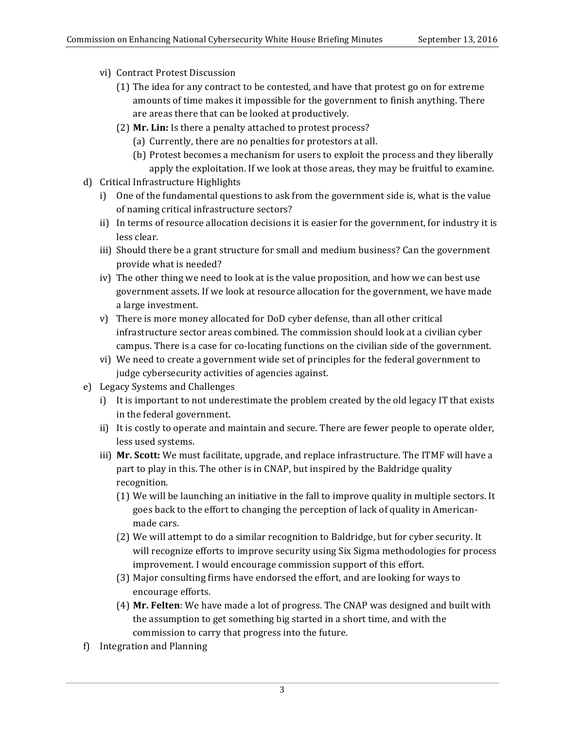- vi) Contract Protest Discussion
    - (1) The idea for any contract to be contested, and have that protest go on for extreme amounts of time makes it impossible for the government to finish anything. There are areas there that can be looked at productively.
    - (2) **Mr. Lin:** Is there a penalty attached to protest process?
        - (a) Currently, there are no penalties for protestors at all.
        - (b) Protest becomes a mechanism for users to exploit the process and they liberally apply the exploitation. If we look at those areas, they may be fruitful to examine.

d) Critical Infrastructure Highlights

- i) One of the fundamental questions to ask from the government side is, what is the value of naming critical infrastructure sectors?
- ii) In terms of resource allocation decisions it is easier for the government, for industry it is less clear.
- iii) Should there be a grant structure for small and medium business? Can the government provide what is needed?
- iv) The other thing we need to look at is the value proposition, and how we can best use government assets. If we look at resource allocation for the government, we have made a large investment.
- v) There is more money allocated for DoD cyber defense, than all other critical infrastructure sector areas combined. The commission should look at a civilian cyber campus. There is a case for co-locating functions on the civilian side of the government.
- vi) We need to create a government wide set of principles for the federal government to judge cybersecurity activities of agencies against.

e) Legacy Systems and Challenges

- i) It is important to not underestimate the problem created by the old legacy IT that exists in the federal government.
- ii) It is costly to operate and maintain and secure. There are fewer people to operate older, less used systems.
- iii) **Mr. Scott:** We must facilitate, upgrade, and replace infrastructure. The ITMF will have a part to play in this. The other is in CNAP, but inspired by the Baldridge quality recognition.
    - (1) We will be launching an initiative in the fall to improve quality in multiple sectors. It goes back to the effort to changing the perception of lack of quality in American-made cars.
    - (2) We will attempt to do a similar recognition to Baldridge, but for cyber security. It will recognize efforts to improve security using Six Sigma methodologies for process improvement. I would encourage commission support of this effort.
    - (3) Major consulting firms have endorsed the effort, and are looking for ways to encourage efforts.
    - (4) **Mr. Felten**: We have made a lot of progress. The CNAP was designed and built with the assumption to get something big started in a short time, and with the commission to carry that progress into the future.

f) Integration and Planning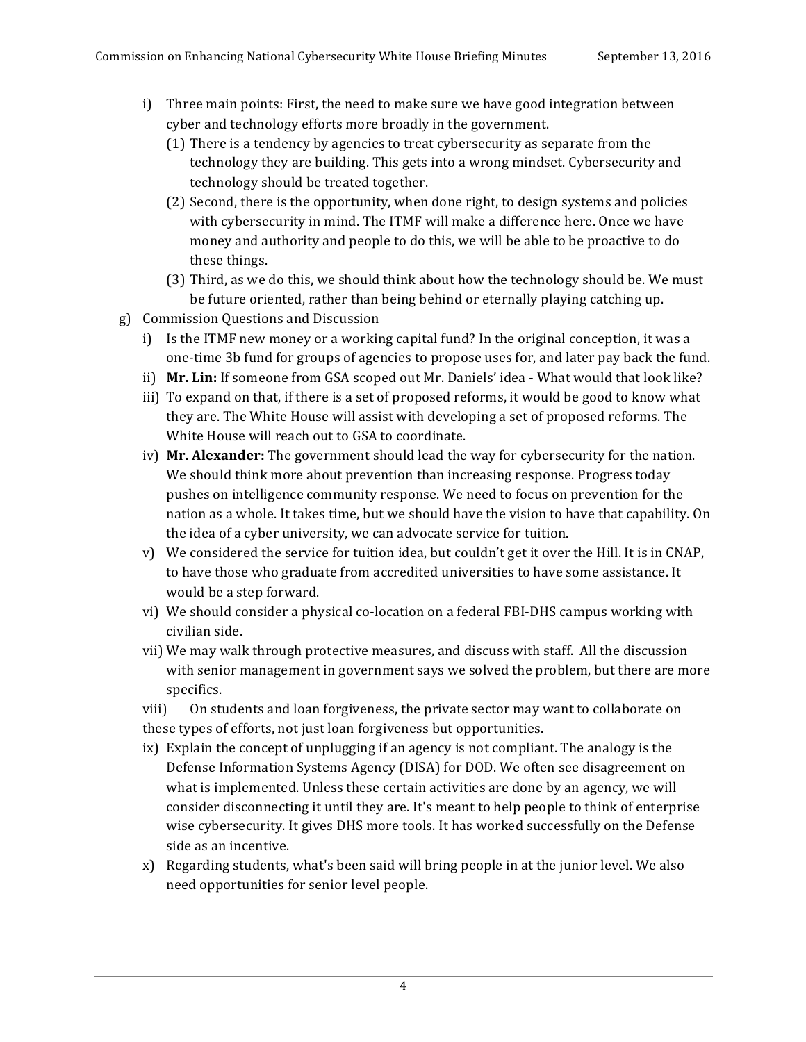i) Three main points: First, the need to make sure we have good integration between cyber and technology efforts more broadly in the government.
   (1) There is a tendency by agencies to treat cybersecurity as separate from the technology they are building. This gets into a wrong mindset. Cybersecurity and technology should be treated together.
   (2) Second, there is the opportunity, when done right, to design systems and policies with cybersecurity in mind. The ITMF will make a difference here. Once we have money and authority and people to do this, we will be able to be proactive to do these things.
   (3) Third, as we do this, we should think about how the technology should be. We must be future oriented, rather than being behind or eternally playing catching up.

g) Commission Questions and Discussion
   i) Is the ITMF new money or a working capital fund? In the original conception, it was a one-time 3b fund for groups of agencies to propose uses for, and later pay back the fund.
   ii) **Mr. Lin:** If someone from GSA scoped out Mr. Daniels' idea - What would that look like?
   iii) To expand on that, if there is a set of proposed reforms, it would be good to know what they are. The White House will assist with developing a set of proposed reforms. The White House will reach out to GSA to coordinate.
   iv) **Mr. Alexander:** The government should lead the way for cybersecurity for the nation. We should think more about prevention than increasing response. Progress today pushes on intelligence community response. We need to focus on prevention for the nation as a whole. It takes time, but we should have the vision to have that capability. On the idea of a cyber university, we can advocate service for tuition.
   v) We considered the service for tuition idea, but couldn't get it over the Hill. It is in CNAP, to have those who graduate from accredited universities to have some assistance. It would be a step forward.
   vi) We should consider a physical co-location on a federal FBI-DHS campus working with civilian side.
   vii) We may walk through protective measures, and discuss with staff. All the discussion with senior management in government says we solved the problem, but there are more specifics.
   viii) On students and loan forgiveness, the private sector may want to collaborate on these types of efforts, not just loan forgiveness but opportunities.
   ix) Explain the concept of unplugging if an agency is not compliant. The analogy is the Defense Information Systems Agency (DISA) for DOD. We often see disagreement on what is implemented. Unless these certain activities are done by an agency, we will consider disconnecting it until they are. It's meant to help people to think of enterprise wise cybersecurity. It gives DHS more tools. It has worked successfully on the Defense side as an incentive.
   x) Regarding students, what's been said will bring people in at the junior level. We also need opportunities for senior level people.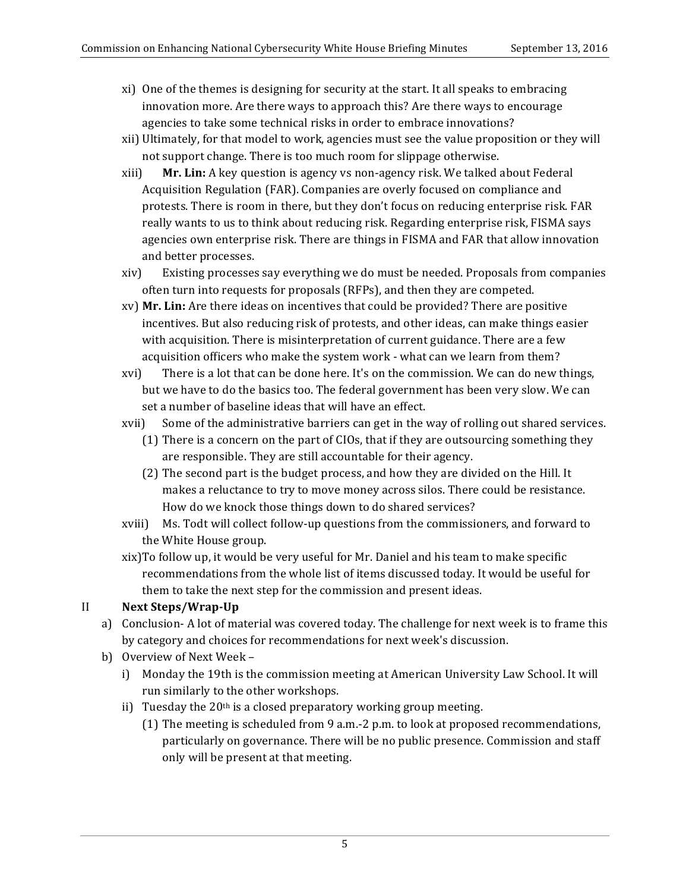xi) One of the themes is designing for security at the start. It all speaks to embracing innovation more. Are there ways to approach this? Are there ways to encourage agencies to take some technical risks in order to embrace innovations?

xii) Ultimately, for that model to work, agencies must see the value proposition or they will not support change. There is too much room for slippage otherwise.

xiii) **Mr. Lin:** A key question is agency vs non-agency risk. We talked about Federal Acquisition Regulation (FAR). Companies are overly focused on compliance and protests. There is room in there, but they don't focus on reducing enterprise risk. FAR really wants to us to think about reducing risk. Regarding enterprise risk, FISMA says agencies own enterprise risk. There are things in FISMA and FAR that allow innovation and better processes.

xiv) Existing processes say everything we do must be needed. Proposals from companies often turn into requests for proposals (RFPs), and then they are competed.

xv) **Mr. Lin:** Are there ideas on incentives that could be provided? There are positive incentives. But also reducing risk of protests, and other ideas, can make things easier with acquisition. There is misinterpretation of current guidance. There are a few acquisition officers who make the system work - what can we learn from them?

xvi) There is a lot that can be done here. It's on the commission. We can do new things, but we have to do the basics too. The federal government has been very slow. We can set a number of baseline ideas that will have an effect.

xvii) Some of the administrative barriers can get in the way of rolling out shared services.

(1) There is a concern on the part of CIOs, that if they are outsourcing something they are responsible. They are still accountable for their agency.

(2) The second part is the budget process, and how they are divided on the Hill. It makes a reluctance to try to move money across silos. There could be resistance. How do we knock those things down to do shared services?

xviii) Ms. Todt will collect follow-up questions from the commissioners, and forward to the White House group.

xix) To follow up, it would be very useful for Mr. Daniel and his team to make specific recommendations from the whole list of items discussed today. It would be useful for them to take the next step for the commission and present ideas.

## II Next Steps/Wrap-Up

a) Conclusion- A lot of material was covered today. The challenge for next week is to frame this by category and choices for recommendations for next week's discussion.

b) Overview of Next Week –

i) Monday the 19th is the commission meeting at American University Law School. It will run similarly to the other workshops.

ii) Tuesday the 20th is a closed preparatory working group meeting.

(1) The meeting is scheduled from 9 a.m.-2 p.m. to look at proposed recommendations, particularly on governance. There will be no public presence. Commission and staff only will be present at that meeting.